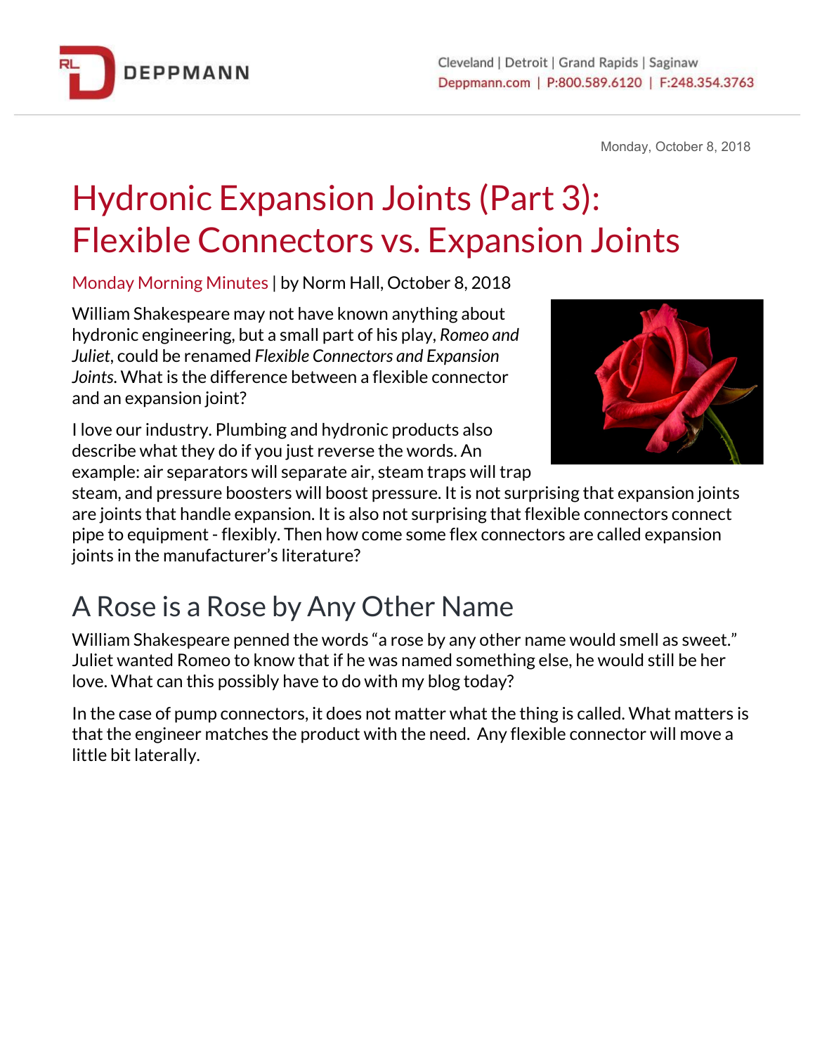Monday, October 8, 2018

# Hydronic Expansion Joints (Part 3): Flexible Connectors vs. Expansion Joints

Monday Morning Minutes | by Norm Hall, October 8, 2018

William Shakespeare may not have known anything about hydronic engineering, but a small part of his play, *Romeo and Juliet*, could be renamed *Flexible Connectors and Expansion Joints*. What is the difference between a flexible connector and an expansion joint?

I love our industry. Plumbing and hydronic products also describe what they do if you just reverse the words. An example: air separators will separate air, steam traps will trap steam, and pressure boosters will boost pressure. It is not surprising that expansion joints are joints that handle expansion. It is also not surprising that flexible connectors connect pipe to equipment - flexibly. Then how come some flex connectors are called expansion joints in the manufacturer's literature?

## A Rose is a Rose by Any Other Name

William Shakespeare penned the words "a rose by any other name would smell as sweet." Juliet wanted Romeo to know that if he was named something else, he would still be her love. What can this possibly have to do with my blog today?

In the case of pump connectors, it does not matter what the thing is called. What matters is that the engineer matches the product with the need. Any flexible connector will move a little bit laterally.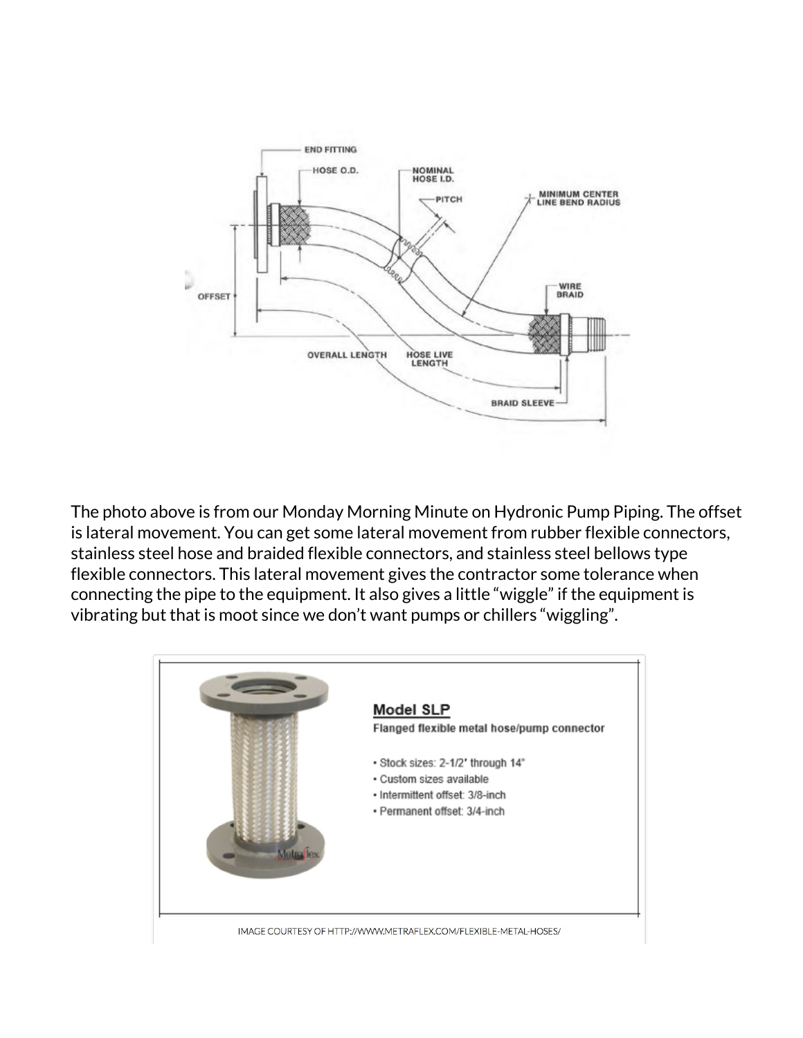The photo above is from our Monday Morning Minute on Hydronic Pump Piping. The offset is lateral movement. You can get some lateral movement from rubber flexible connectors, stainless steel hose and braided flexible connectors, and stainless steel bellows type flexible connectors. This lateral movement gives the contractor some tolerance when connecting the pipe to the equipment. It also gives a little "wiggle" if the equipment is vibrating but that is moot since we don't want pumps or chillers "wiggling".

IMAGE COURTESY OF HTTP://WWW.METRAFLEX.COM/FLEXIBLE-METAL-HOSES/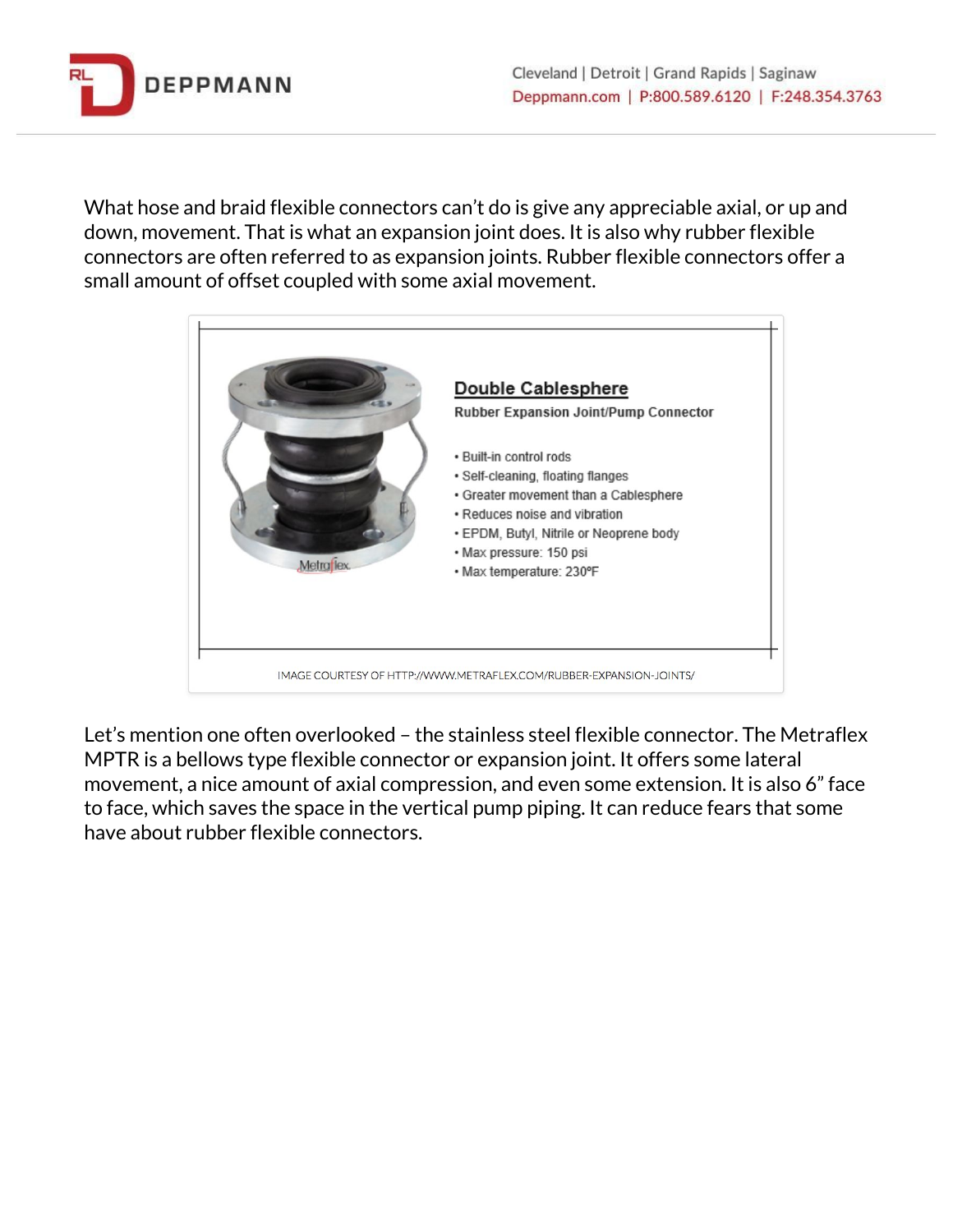What hose and braid flexible connectors can't do is give any appreciable axial, or up and down, movement. That is what an expansion joint does. It is also why rubber flexible connectors are often referred to as expansion joints. Rubber flexible connectors offer a small amount of offset coupled with some axial movement.

**Double Cablesphere**

**Rubber Expansion Joint/Pump Connector**

- Built-in control rods
- Self-cleaning, floating flanges
- Greater movement than a Cablesphere
- Reduces noise and vibration
- EPDM, Butyl, Nitrile or Neoprene body
- Max pressure: 150 psi
- Max temperature: 230ºF

IMAGE COURTESY OF HTTP://WWW.METRAFLEX.COM/RUBBER-EXPANSION-JOINTS/

Let's mention one often overlooked – the stainless steel flexible connector. The Metraflex MPTR is a bellows type flexible connector or expansion joint. It offers some lateral movement, a nice amount of axial compression, and even some extension. It is also 6" face to face, which saves the space in the vertical pump piping. It can reduce fears that some have about rubber flexible connectors.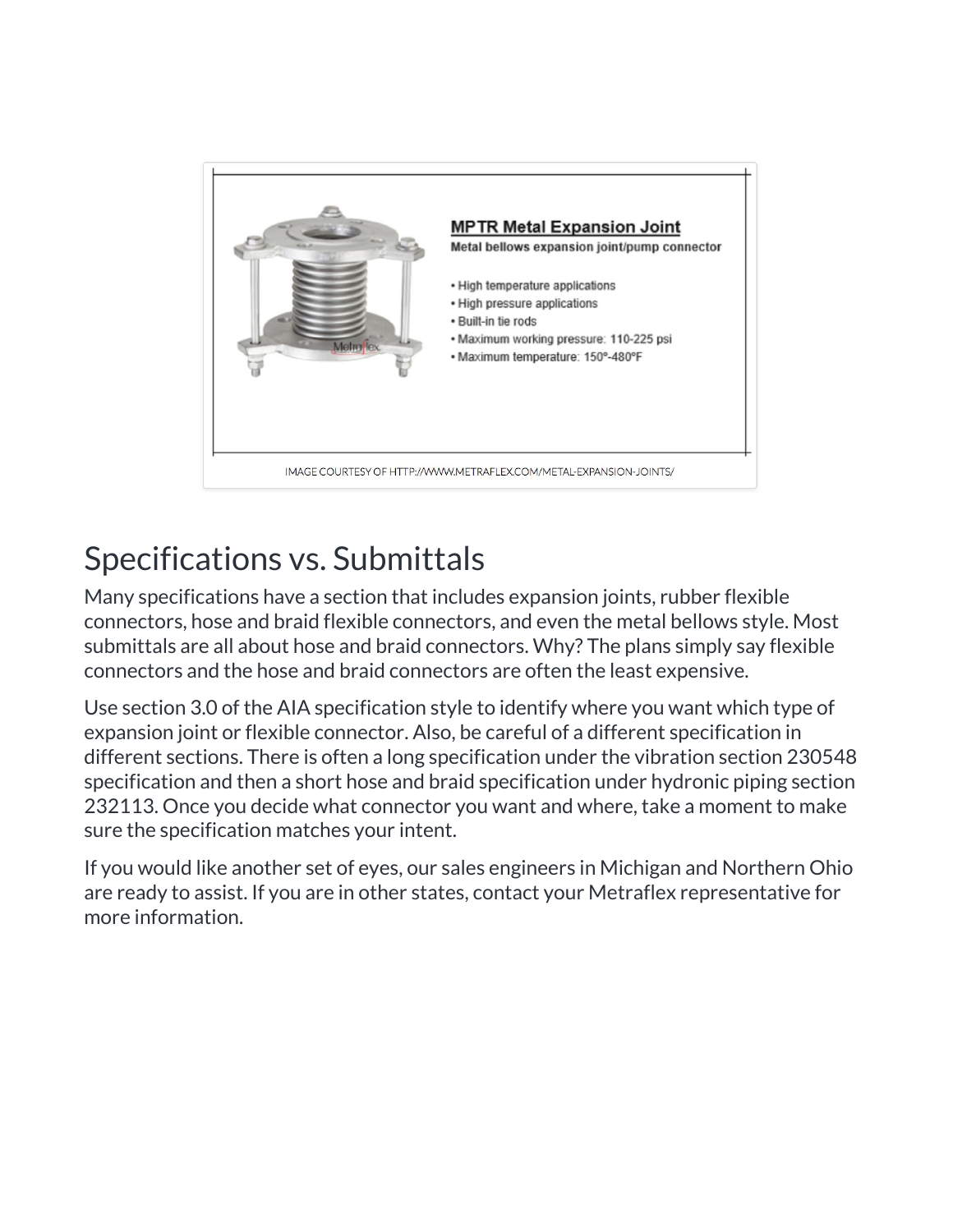MPTR Metal Expansion Joint

Metal bellows expansion joint/pump connector

- High temperature applications
- High pressure applications
- Built-in tie rods
- Maximum working pressure: 110-225 psi
- Maximum temperature: 150°-480°F

IMAGE COURTESY OF HTTP://WWW.METRAFLEX.COM/METAL-EXPANSION-JOINTS/

## Specifications vs. Submittals

Many specifications have a section that includes expansion joints, rubber flexible connectors, hose and braid flexible connectors, and even the metal bellows style. Most submittals are all about hose and braid connectors. Why? The plans simply say flexible connectors and the hose and braid connectors are often the least expensive.

Use section 3.0 of the AIA specification style to identify where you want which type of expansion joint or flexible connector. Also, be careful of a different specification in different sections. There is often a long specification under the vibration section 230548 specification and then a short hose and braid specification under hydronic piping section 232113. Once you decide what connector you want and where, take a moment to make sure the specification matches your intent.

If you would like another set of eyes, our sales engineers in Michigan and Northern Ohio are ready to assist. If you are in other states, contact your Metraflex representative for more information.